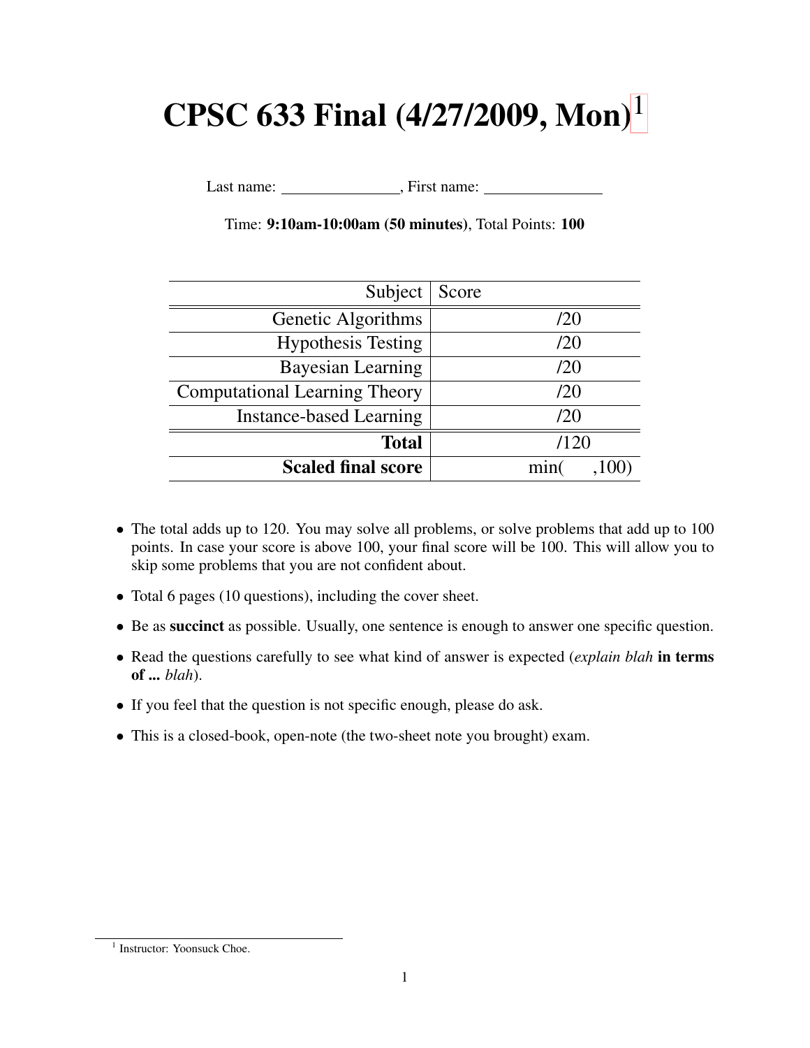# CPSC 633 Final (4/27/2009, Mon)[1]

Last name: \_\_\_\_\_\_\_\_\_\_\_\_\_\_\_, First name: \_\_\_\_\_\_\_\_\_\_\_\_\_\_\_

Time: **9:10am-10:00am (50 minutes)**, Total Points: **100**

| Subject | Score |
|---:|---:|
| Genetic Algorithms | /20 |
| Hypothesis Testing | /20 |
| Bayesian Learning | /20 |
| Computational Learning Theory | /20 |
| Instance-based Learning | /20 |
| **Total** | /120 |
| **Scaled final score** | min( ,100) |

- The total adds up to 120. You may solve all problems, or solve problems that add up to 100 points. In case your score is above 100, your final score will be 100. This will allow you to skip some problems that you are not confident about.
- Total 6 pages (10 questions), including the cover sheet.
- Be as **succinct** as possible. Usually, one sentence is enough to answer one specific question.
- Read the questions carefully to see what kind of answer is expected (*explain blah* **in terms of ...** *blah*).
- If you feel that the question is not specific enough, please do ask.
- This is a closed-book, open-note (the two-sheet note you brought) exam.

[1] Instructor: Yoonsuck Choe.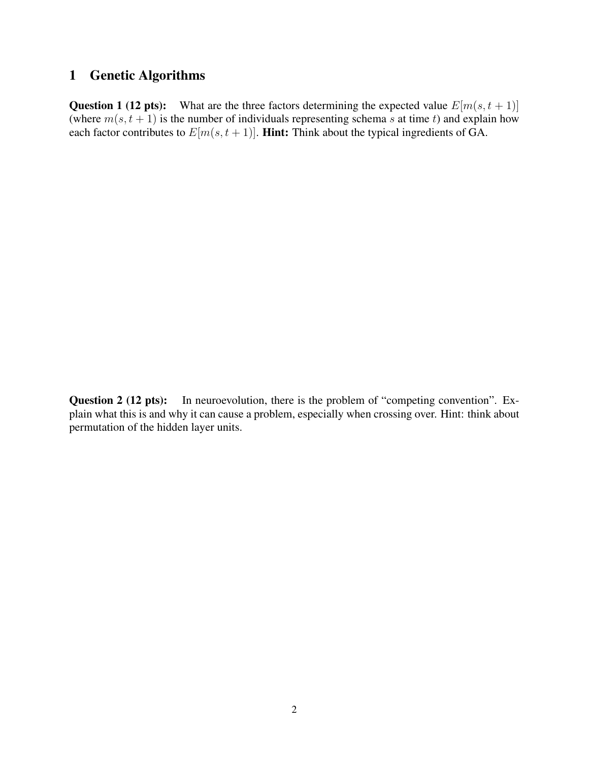# 1 Genetic Algorithms

**Question 1 (12 pts):** What are the three factors determining the expected value $E[m(s, t+1)]$ (where $m(s, t+1)$ is the number of individuals representing schema $s$ at time $t$) and explain how each factor contributes to $E[m(s, t+1)]$. **Hint:** Think about the typical ingredients of GA.

**Question 2 (12 pts):** In neuroevolution, there is the problem of "competing convention". Explain what this is and why it can cause a problem, especially when crossing over. Hint: think about permutation of the hidden layer units.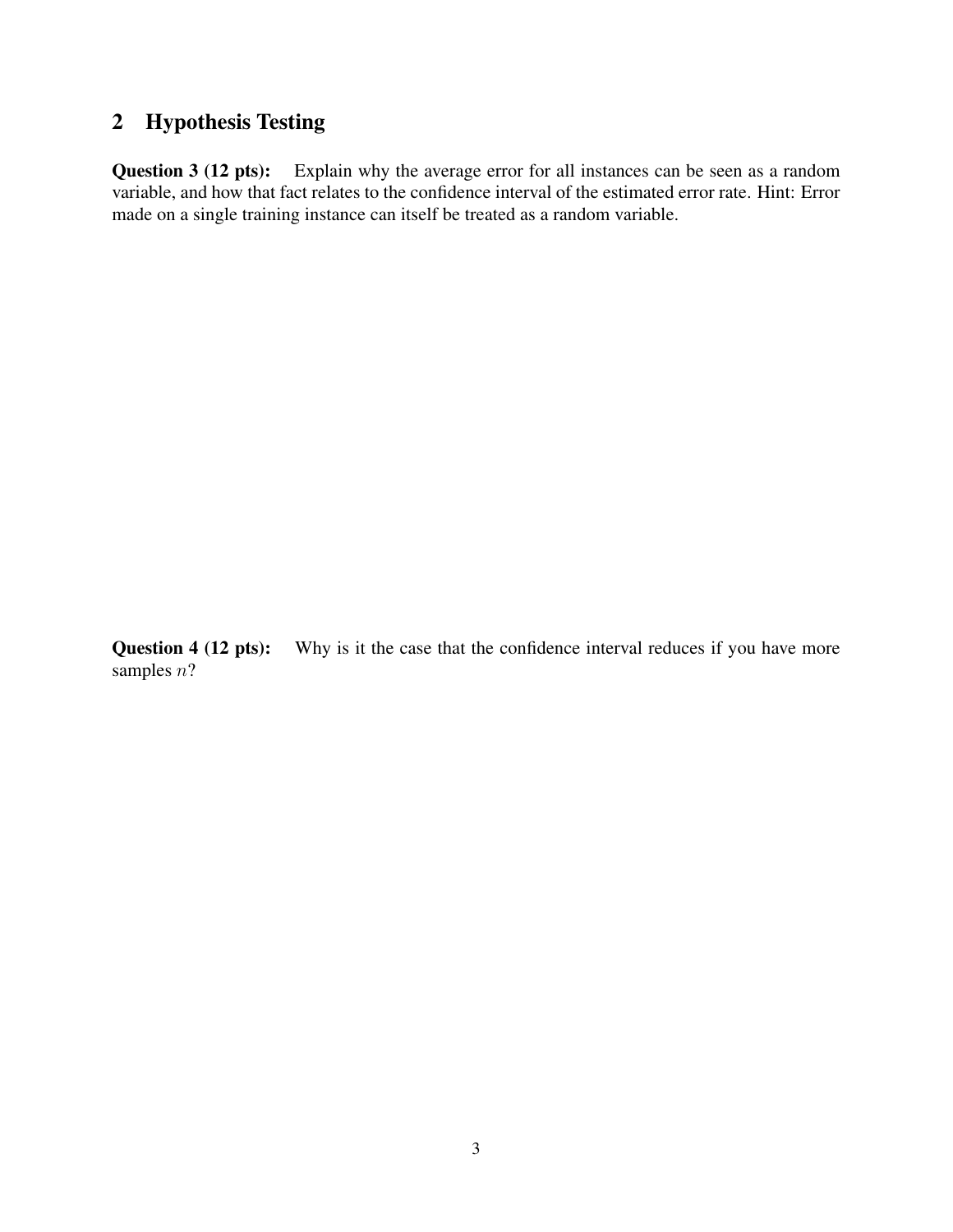## 2 Hypothesis Testing

**Question 3 (12 pts):** Explain why the average error for all instances can be seen as a random variable, and how that fact relates to the confidence interval of the estimated error rate. Hint: Error made on a single training instance can itself be treated as a random variable.

**Question 4 (12 pts):** Why is it the case that the confidence interval reduces if you have more samples $n$?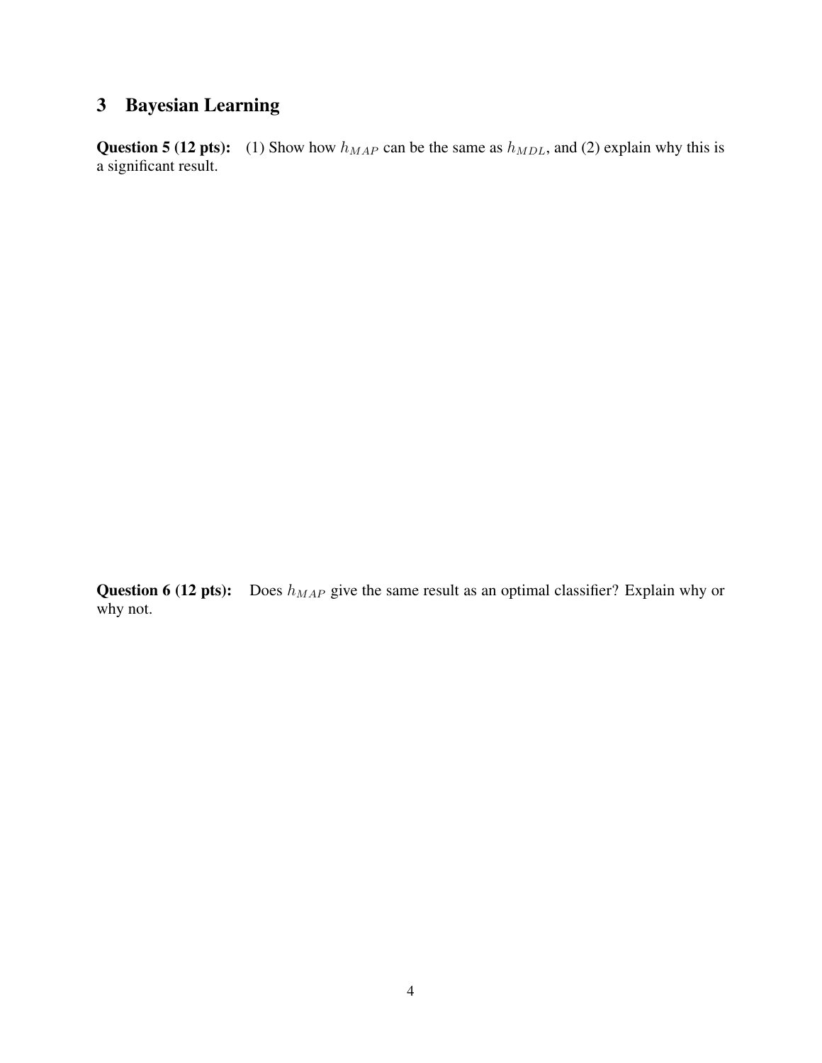## 3 Bayesian Learning

**Question 5 (12 pts):** (1) Show how $h_{MAP}$ can be the same as $h_{MDL}$, and (2) explain why this is a significant result.

**Question 6 (12 pts):** Does $h_{MAP}$ give the same result as an optimal classifier? Explain why or why not.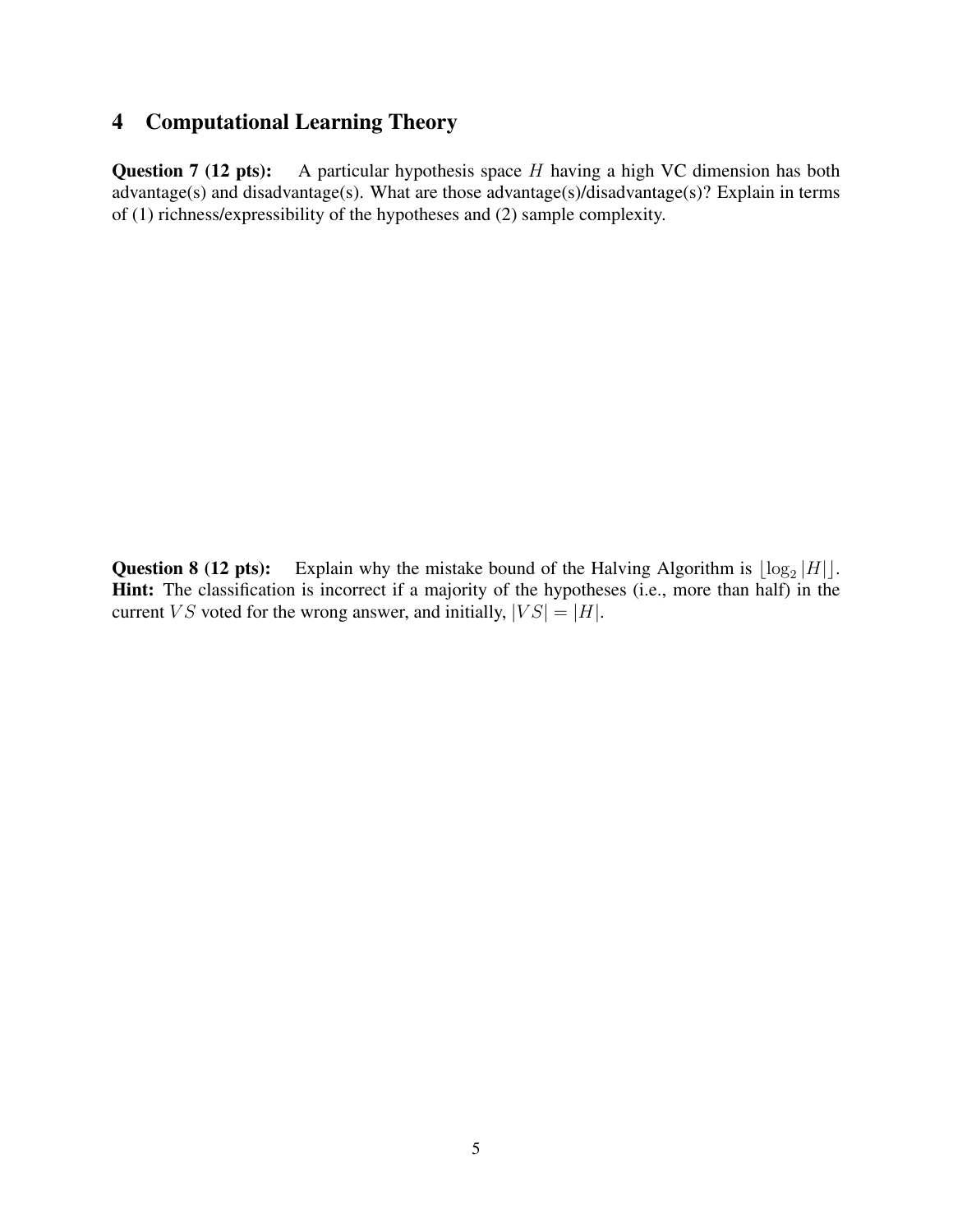## 4 Computational Learning Theory

**Question 7 (12 pts):** A particular hypothesis space $H$ having a high VC dimension has both advantage(s) and disadvantage(s). What are those advantage(s)/disadvantage(s)? Explain in terms of (1) richness/expressibility of the hypotheses and (2) sample complexity.

**Question 8 (12 pts):** Explain why the mistake bound of the Halving Algorithm is $\lfloor \log_2 |H| \rfloor$.
**Hint:** The classification is incorrect if a majority of the hypotheses (i.e., more than half) in the current $VS$ voted for the wrong answer, and initially, $|VS| = |H|$.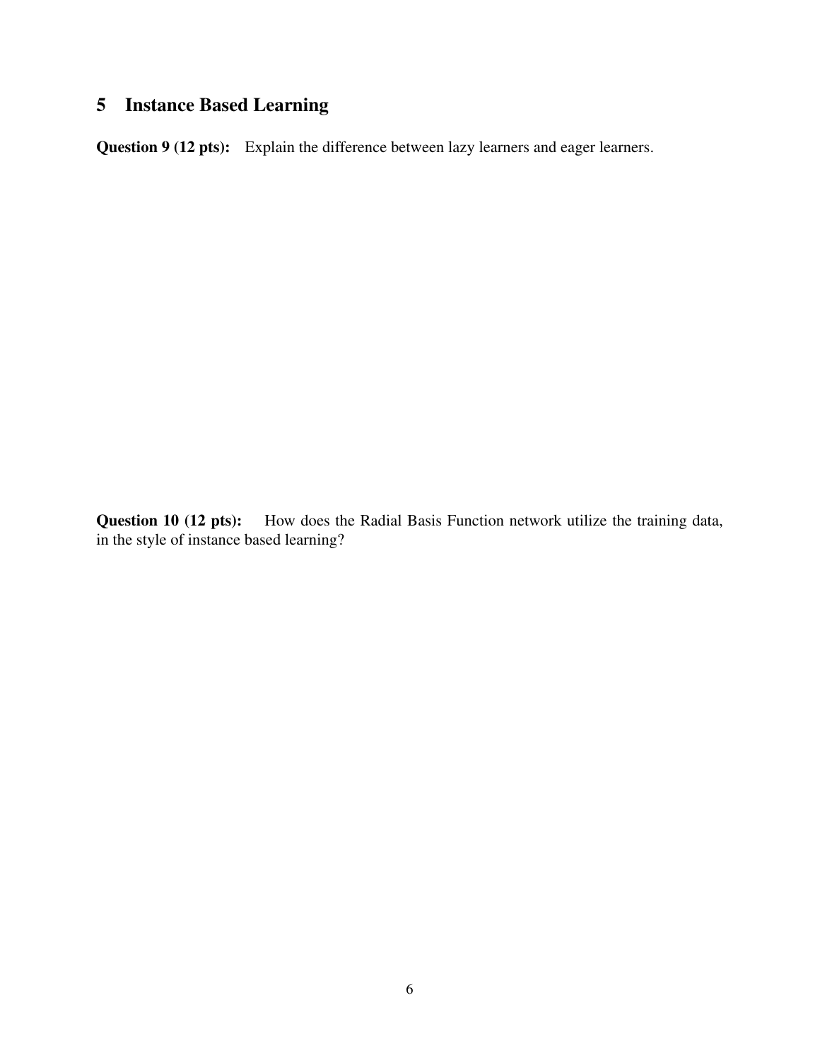## 5 Instance Based Learning

**Question 9 (12 pts):** Explain the difference between lazy learners and eager learners.

**Question 10 (12 pts):** How does the Radial Basis Function network utilize the training data, in the style of instance based learning?